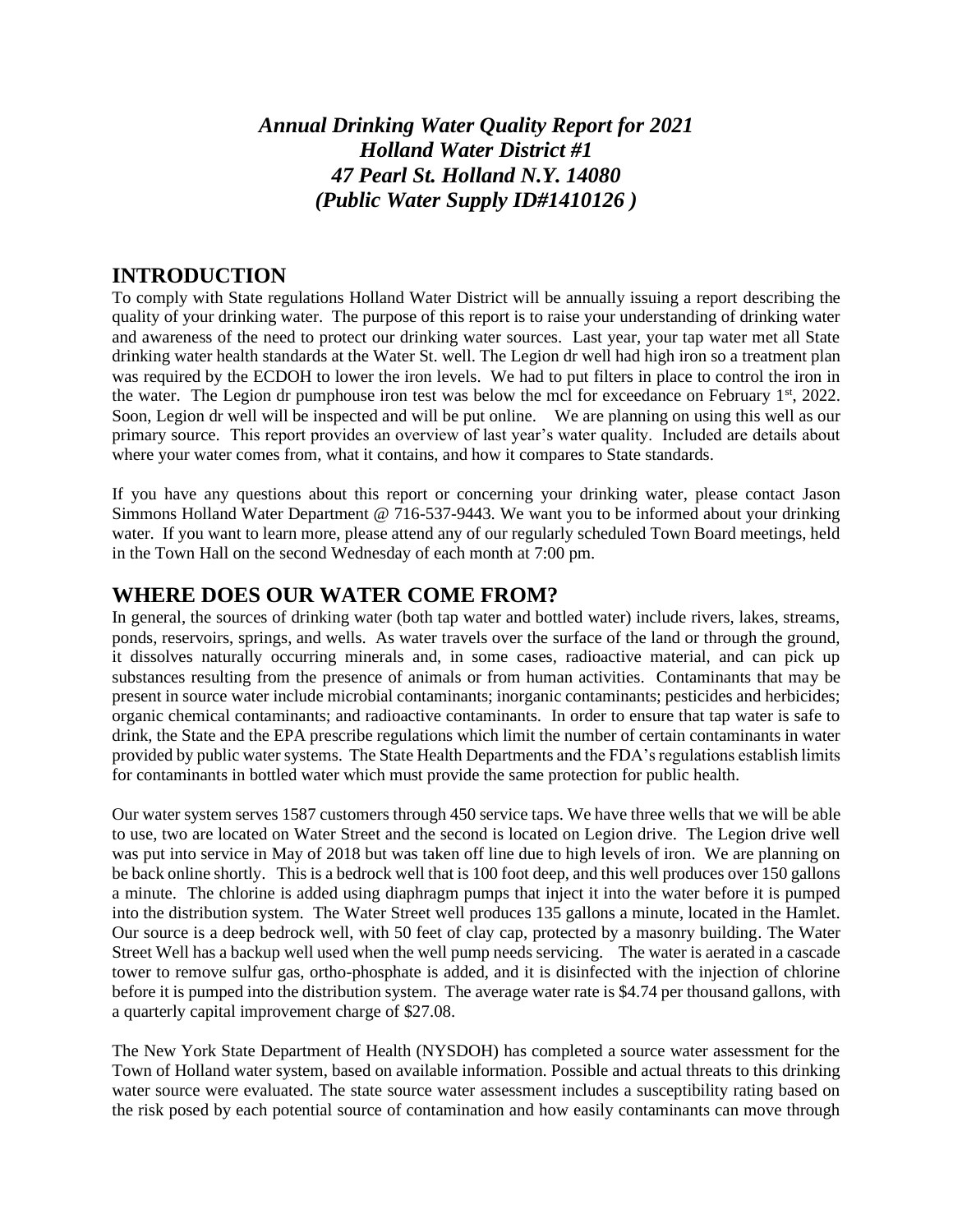# *Annual Drinking Water Quality Report for 2021*
# *Holland Water District #1*
# *47 Pearl St. Holland N.Y. 14080*
# *(Public Water Supply ID#1410126 )*

## INTRODUCTION

To comply with State regulations Holland Water District will be annually issuing a report describing the quality of your drinking water. The purpose of this report is to raise your understanding of drinking water and awareness of the need to protect our drinking water sources. Last year, your tap water met all State drinking water health standards at the Water St. well. The Legion dr well had high iron so a treatment plan was required by the ECDOH to lower the iron levels. We had to put filters in place to control the iron in the water. The Legion dr pumphouse iron test was below the mcl for exceedance on February 1st, 2022. Soon, Legion dr well will be inspected and will be put online. We are planning on using this well as our primary source. This report provides an overview of last year's water quality. Included are details about where your water comes from, what it contains, and how it compares to State standards.

If you have any questions about this report or concerning your drinking water, please contact Jason Simmons Holland Water Department @ 716-537-9443. We want you to be informed about your drinking water. If you want to learn more, please attend any of our regularly scheduled Town Board meetings, held in the Town Hall on the second Wednesday of each month at 7:00 pm.

## WHERE DOES OUR WATER COME FROM?

In general, the sources of drinking water (both tap water and bottled water) include rivers, lakes, streams, ponds, reservoirs, springs, and wells. As water travels over the surface of the land or through the ground, it dissolves naturally occurring minerals and, in some cases, radioactive material, and can pick up substances resulting from the presence of animals or from human activities. Contaminants that may be present in source water include microbial contaminants; inorganic contaminants; pesticides and herbicides; organic chemical contaminants; and radioactive contaminants. In order to ensure that tap water is safe to drink, the State and the EPA prescribe regulations which limit the number of certain contaminants in water provided by public water systems. The State Health Departments and the FDA's regulations establish limits for contaminants in bottled water which must provide the same protection for public health.

Our water system serves 1587 customers through 450 service taps. We have three wells that we will be able to use, two are located on Water Street and the second is located on Legion drive. The Legion drive well was put into service in May of 2018 but was taken off line due to high levels of iron. We are planning on be back online shortly. This is a bedrock well that is 100 foot deep, and this well produces over 150 gallons a minute. The chlorine is added using diaphragm pumps that inject it into the water before it is pumped into the distribution system. The Water Street well produces 135 gallons a minute, located in the Hamlet. Our source is a deep bedrock well, with 50 feet of clay cap, protected by a masonry building. The Water Street Well has a backup well used when the well pump needs servicing. The water is aerated in a cascade tower to remove sulfur gas, ortho-phosphate is added, and it is disinfected with the injection of chlorine before it is pumped into the distribution system. The average water rate is $4.74 per thousand gallons, with a quarterly capital improvement charge of $27.08.

The New York State Department of Health (NYSDOH) has completed a source water assessment for the Town of Holland water system, based on available information. Possible and actual threats to this drinking water source were evaluated. The state source water assessment includes a susceptibility rating based on the risk posed by each potential source of contamination and how easily contaminants can move through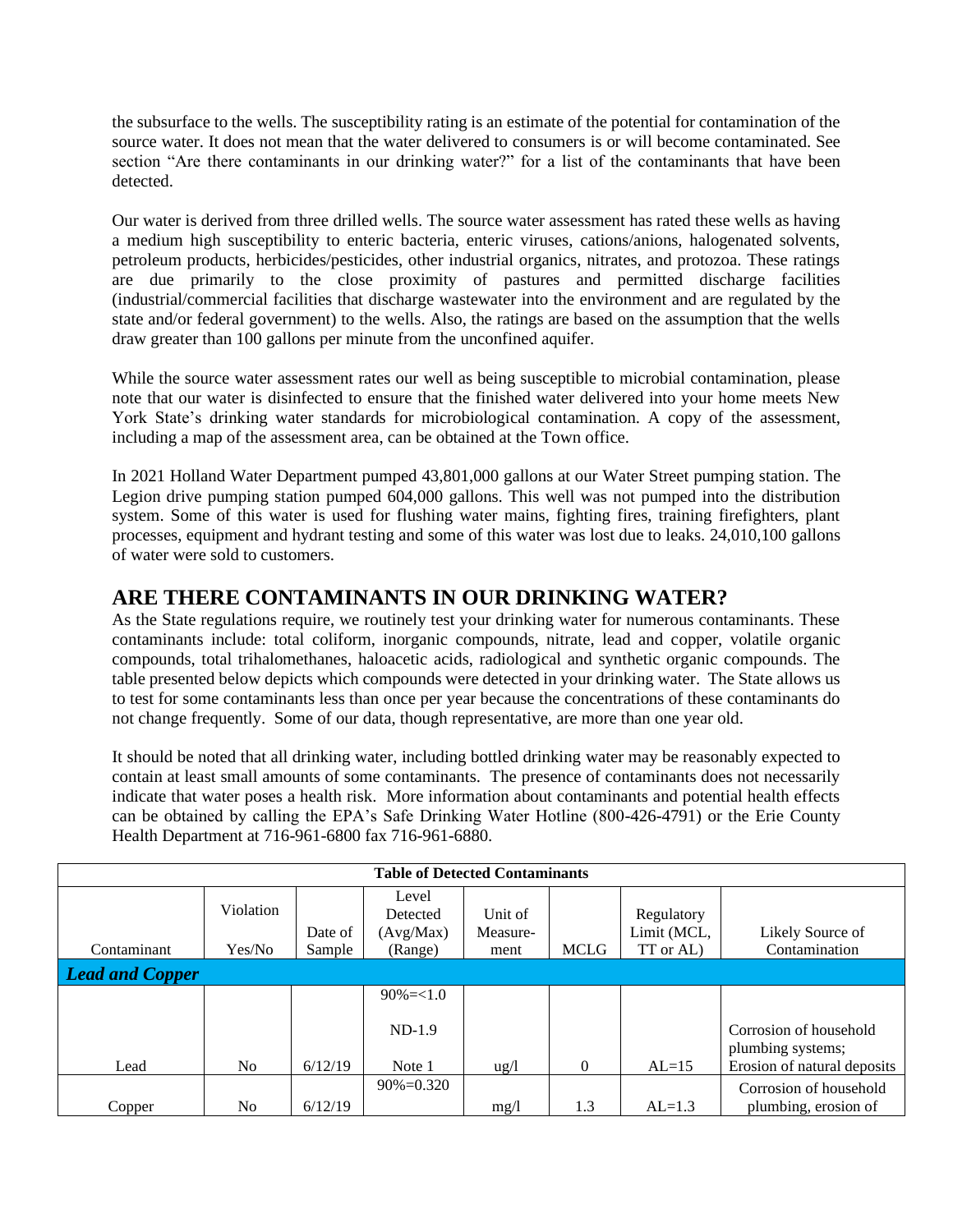the subsurface to the wells. The susceptibility rating is an estimate of the potential for contamination of the source water. It does not mean that the water delivered to consumers is or will become contaminated. See section "Are there contaminants in our drinking water?" for a list of the contaminants that have been detected.

Our water is derived from three drilled wells. The source water assessment has rated these wells as having a medium high susceptibility to enteric bacteria, enteric viruses, cations/anions, halogenated solvents, petroleum products, herbicides/pesticides, other industrial organics, nitrates, and protozoa. These ratings are due primarily to the close proximity of pastures and permitted discharge facilities (industrial/commercial facilities that discharge wastewater into the environment and are regulated by the state and/or federal government) to the wells. Also, the ratings are based on the assumption that the wells draw greater than 100 gallons per minute from the unconfined aquifer.

While the source water assessment rates our well as being susceptible to microbial contamination, please note that our water is disinfected to ensure that the finished water delivered into your home meets New York State's drinking water standards for microbiological contamination. A copy of the assessment, including a map of the assessment area, can be obtained at the Town office.

In 2021 Holland Water Department pumped 43,801,000 gallons at our Water Street pumping station. The Legion drive pumping station pumped 604,000 gallons. This well was not pumped into the distribution system. Some of this water is used for flushing water mains, fighting fires, training firefighters, plant processes, equipment and hydrant testing and some of this water was lost due to leaks. 24,010,100 gallons of water were sold to customers.

## ARE THERE CONTAMINANTS IN OUR DRINKING WATER?

As the State regulations require, we routinely test your drinking water for numerous contaminants. These contaminants include: total coliform, inorganic compounds, nitrate, lead and copper, volatile organic compounds, total trihalomethanes, haloacetic acids, radiological and synthetic organic compounds. The table presented below depicts which compounds were detected in your drinking water. The State allows us to test for some contaminants less than once per year because the concentrations of these contaminants do not change frequently. Some of our data, though representative, are more than one year old.

It should be noted that all drinking water, including bottled drinking water may be reasonably expected to contain at least small amounts of some contaminants. The presence of contaminants does not necessarily indicate that water poses a health risk. More information about contaminants and potential health effects can be obtained by calling the EPA's Safe Drinking Water Hotline (800-426-4791) or the Erie County Health Department at 716-961-6800 fax 716-961-6880.

**Table of Detected Contaminants**

| Contaminant | Violation Yes/No | Date of Sample | Level Detected (Avg/Max) (Range) | Unit of Measure-ment | MCLG | Regulatory Limit (MCL, TT or AL) | Likely Source of Contamination |
|---|---|---|---|---|---|---|---|
| ***Lead and Copper*** | | | | | | | |
| Lead | No | 6/12/19 | 90%=<1.0<br>ND-1.9<br>Note 1 | ug/l | 0 | AL=15 | Corrosion of household plumbing systems; Erosion of natural deposits |
| Copper | No | 6/12/19 | 90%=0.320 | mg/l | 1.3 | AL=1.3 | Corrosion of household plumbing, erosion of |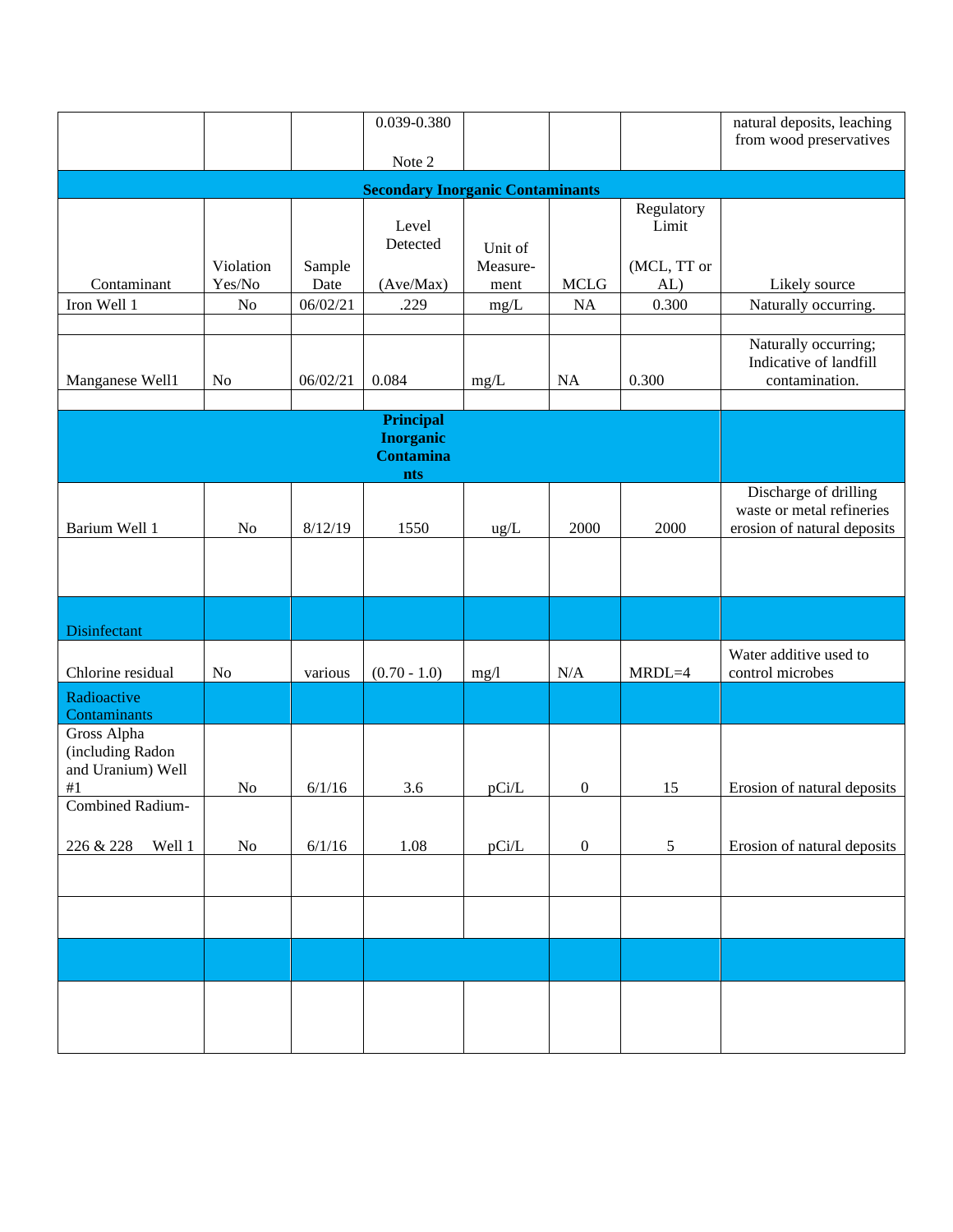| | | | 0.039-0.380<br><br>Note 2 | | | | natural deposits, leaching from wood preservatives |
|---|---|---|---|---|---|---|---|
| **Secondary Inorganic Contaminants** | | | | | | | |
| Contaminant | Violation Yes/No | Sample Date | Level Detected<br><br>(Ave/Max) | Unit of Measure-ment | MCLG | Regulatory Limit<br><br>(MCL, TT or AL) | Likely source |
| Iron Well 1 | No | 06/02/21 | .229 | mg/L | NA | 0.300 | Naturally occurring. |
| | | | | | | | |
| Manganese Well1 | No | 06/02/21 | 0.084 | mg/L | NA | 0.300 | Naturally occurring; Indicative of landfill contamination. |
| | | | | | | | |
| | | | **Principal Inorganic Contaminants** | | | | |
| Barium Well 1 | No | 8/12/19 | 1550 | ug/L | 2000 | 2000 | Discharge of drilling waste or metal refineries erosion of natural deposits |
| | | | | | | | |
| Disinfectant | | | | | | | |
| Chlorine residual | No | various | (0.70 - 1.0) | mg/l | N/A | MRDL=4 | Water additive used to control microbes |
| Radioactive Contaminants | | | | | | | |
| Gross Alpha (including Radon and Uranium) Well #1 | No | 6/1/16 | 3.6 | pCi/L | 0 | 15 | Erosion of natural deposits |
| Combined Radium-226 & 228 Well 1 | No | 6/1/16 | 1.08 | pCi/L | 0 | 5 | Erosion of natural deposits |
| | | | | | | | |
| | | | | | | | |
| | | | | | | | |
| | | | | | | | |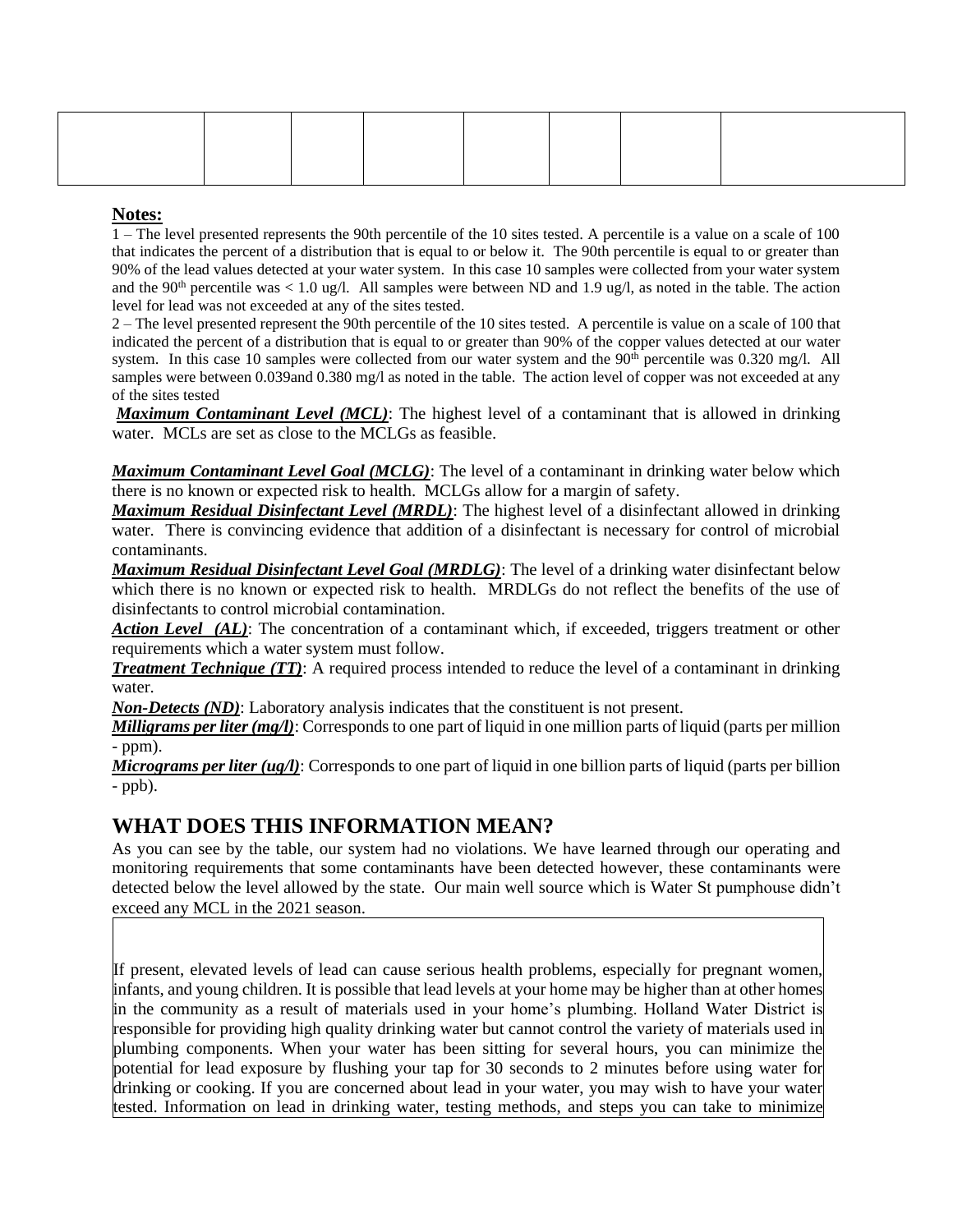|  |  |  |  |  |  |  |  |
|---|---|---|---|---|---|---|---|
|  |  |  |  |  |  |  |  |

**Notes:**

1 – The level presented represents the 90th percentile of the 10 sites tested. A percentile is a value on a scale of 100 that indicates the percent of a distribution that is equal to or below it. The 90th percentile is equal to or greater than 90% of the lead values detected at your water system. In this case 10 samples were collected from your water system and the 90th percentile was < 1.0 ug/l. All samples were between ND and 1.9 ug/l, as noted in the table. The action level for lead was not exceeded at any of the sites tested.

2 – The level presented represent the 90th percentile of the 10 sites tested. A percentile is value on a scale of 100 that indicated the percent of a distribution that is equal to or greater than 90% of the copper values detected at our water system. In this case 10 samples were collected from our water system and the 90th percentile was 0.320 mg/l. All samples were between 0.039and 0.380 mg/l as noted in the table. The action level of copper was not exceeded at any of the sites tested

***Maximum Contaminant Level (MCL)***: The highest level of a contaminant that is allowed in drinking water. MCLs are set as close to the MCLGs as feasible.

***Maximum Contaminant Level Goal (MCLG)***: The level of a contaminant in drinking water below which there is no known or expected risk to health. MCLGs allow for a margin of safety.

***Maximum Residual Disinfectant Level (MRDL)***: The highest level of a disinfectant allowed in drinking water. There is convincing evidence that addition of a disinfectant is necessary for control of microbial contaminants.

***Maximum Residual Disinfectant Level Goal (MRDLG)***: The level of a drinking water disinfectant below which there is no known or expected risk to health. MRDLGs do not reflect the benefits of the use of disinfectants to control microbial contamination.

***Action Level (AL)***: The concentration of a contaminant which, if exceeded, triggers treatment or other requirements which a water system must follow.

***Treatment Technique (TT)***: A required process intended to reduce the level of a contaminant in drinking water.

***Non-Detects (ND)***: Laboratory analysis indicates that the constituent is not present.

***Milligrams per liter (mg/l)***: Corresponds to one part of liquid in one million parts of liquid (parts per million - ppm).

***Micrograms per liter (ug/l)***: Corresponds to one part of liquid in one billion parts of liquid (parts per billion - ppb).

## WHAT DOES THIS INFORMATION MEAN?

As you can see by the table, our system had no violations. We have learned through our operating and monitoring requirements that some contaminants have been detected however, these contaminants were detected below the level allowed by the state. Our main well source which is Water St pumphouse didn't exceed any MCL in the 2021 season.

If present, elevated levels of lead can cause serious health problems, especially for pregnant women, infants, and young children. It is possible that lead levels at your home may be higher than at other homes in the community as a result of materials used in your home's plumbing. Holland Water District is responsible for providing high quality drinking water but cannot control the variety of materials used in plumbing components. When your water has been sitting for several hours, you can minimize the potential for lead exposure by flushing your tap for 30 seconds to 2 minutes before using water for drinking or cooking. If you are concerned about lead in your water, you may wish to have your water tested. Information on lead in drinking water, testing methods, and steps you can take to minimize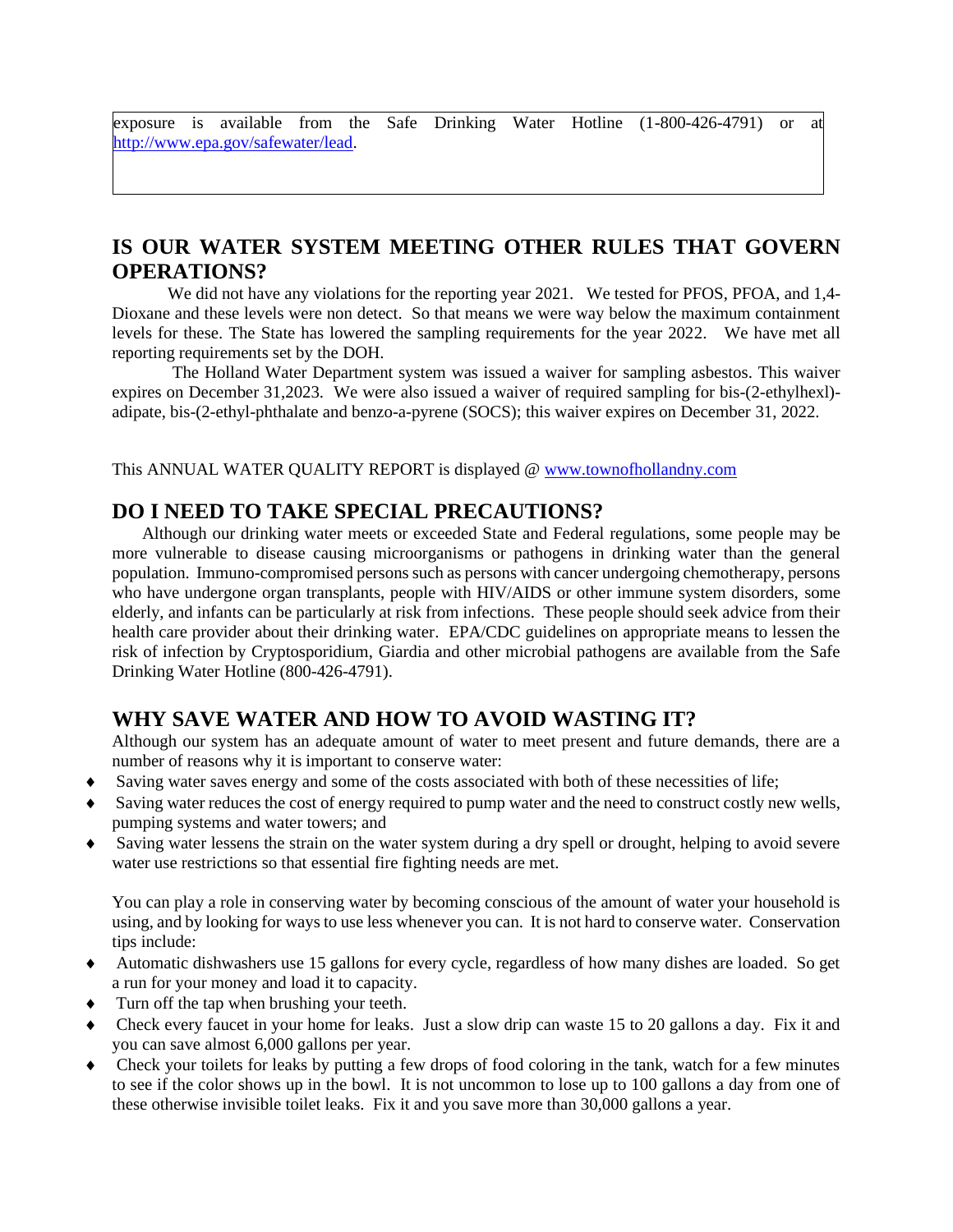exposure is available from the Safe Drinking Water Hotline (1-800-426-4791) or at http://www.epa.gov/safewater/lead.

## IS OUR WATER SYSTEM MEETING OTHER RULES THAT GOVERN OPERATIONS?

We did not have any violations for the reporting year 2021. We tested for PFOS, PFOA, and 1,4-Dioxane and these levels were non detect. So that means we were way below the maximum containment levels for these. The State has lowered the sampling requirements for the year 2022. We have met all reporting requirements set by the DOH.

The Holland Water Department system was issued a waiver for sampling asbestos. This waiver expires on December 31,2023. We were also issued a waiver of required sampling for bis-(2-ethylhexl)-adipate, bis-(2-ethyl-phthalate and benzo-a-pyrene (SOCS); this waiver expires on December 31, 2022.

This ANNUAL WATER QUALITY REPORT is displayed @ www.townofhollandny.com

## DO I NEED TO TAKE SPECIAL PRECAUTIONS?

Although our drinking water meets or exceeded State and Federal regulations, some people may be more vulnerable to disease causing microorganisms or pathogens in drinking water than the general population. Immuno-compromised persons such as persons with cancer undergoing chemotherapy, persons who have undergone organ transplants, people with HIV/AIDS or other immune system disorders, some elderly, and infants can be particularly at risk from infections. These people should seek advice from their health care provider about their drinking water. EPA/CDC guidelines on appropriate means to lessen the risk of infection by Cryptosporidium, Giardia and other microbial pathogens are available from the Safe Drinking Water Hotline (800-426-4791).

## WHY SAVE WATER AND HOW TO AVOID WASTING IT?

Although our system has an adequate amount of water to meet present and future demands, there are a number of reasons why it is important to conserve water:

- Saving water saves energy and some of the costs associated with both of these necessities of life;
- Saving water reduces the cost of energy required to pump water and the need to construct costly new wells, pumping systems and water towers; and
- Saving water lessens the strain on the water system during a dry spell or drought, helping to avoid severe water use restrictions so that essential fire fighting needs are met.

You can play a role in conserving water by becoming conscious of the amount of water your household is using, and by looking for ways to use less whenever you can. It is not hard to conserve water. Conservation tips include:

- Automatic dishwashers use 15 gallons for every cycle, regardless of how many dishes are loaded. So get a run for your money and load it to capacity.
- Turn off the tap when brushing your teeth.
- Check every faucet in your home for leaks. Just a slow drip can waste 15 to 20 gallons a day. Fix it and you can save almost 6,000 gallons per year.
- Check your toilets for leaks by putting a few drops of food coloring in the tank, watch for a few minutes to see if the color shows up in the bowl. It is not uncommon to lose up to 100 gallons a day from one of these otherwise invisible toilet leaks. Fix it and you save more than 30,000 gallons a year.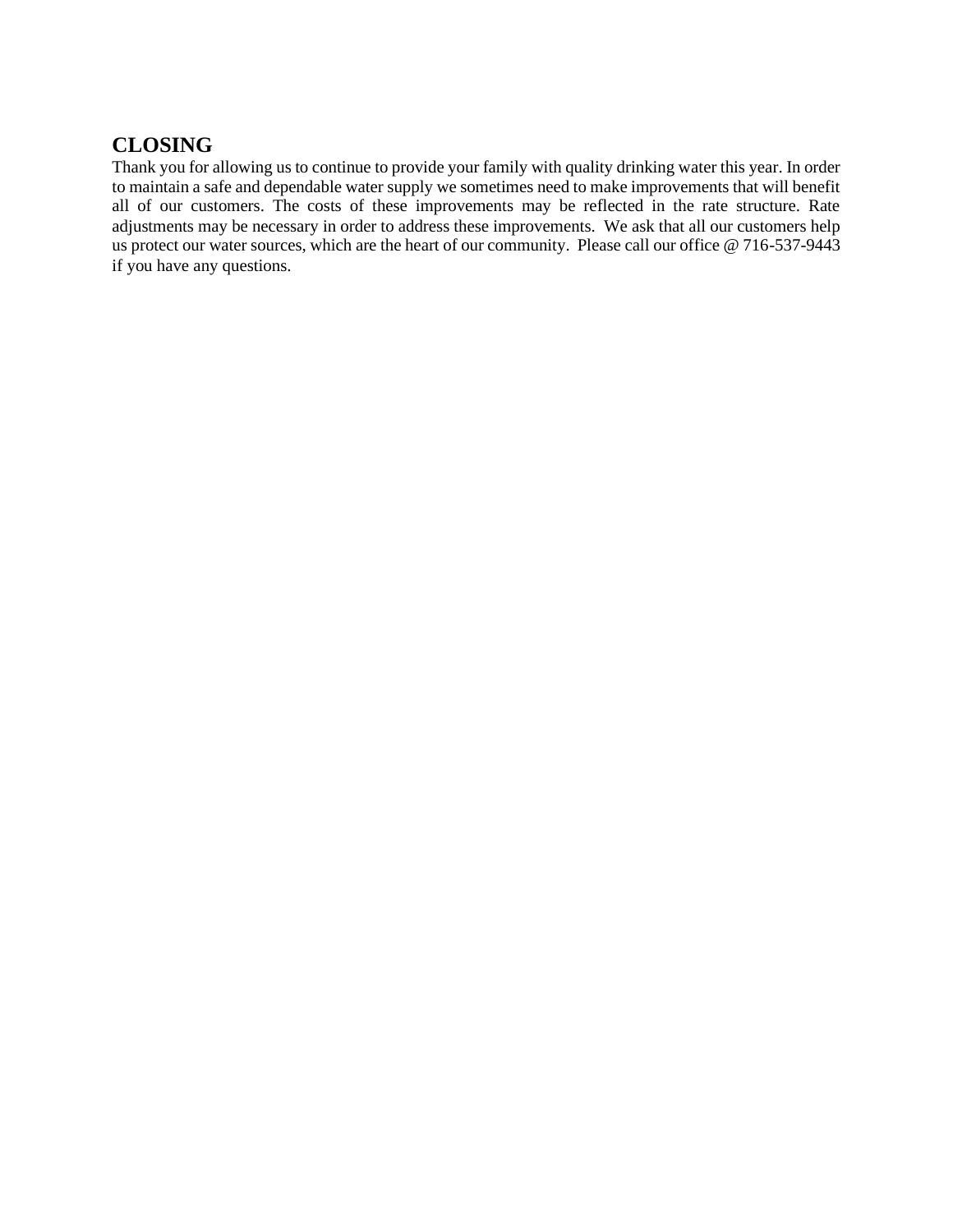## CLOSING

Thank you for allowing us to continue to provide your family with quality drinking water this year. In order to maintain a safe and dependable water supply we sometimes need to make improvements that will benefit all of our customers. The costs of these improvements may be reflected in the rate structure. Rate adjustments may be necessary in order to address these improvements. We ask that all our customers help us protect our water sources, which are the heart of our community. Please call our office @ 716-537-9443 if you have any questions.